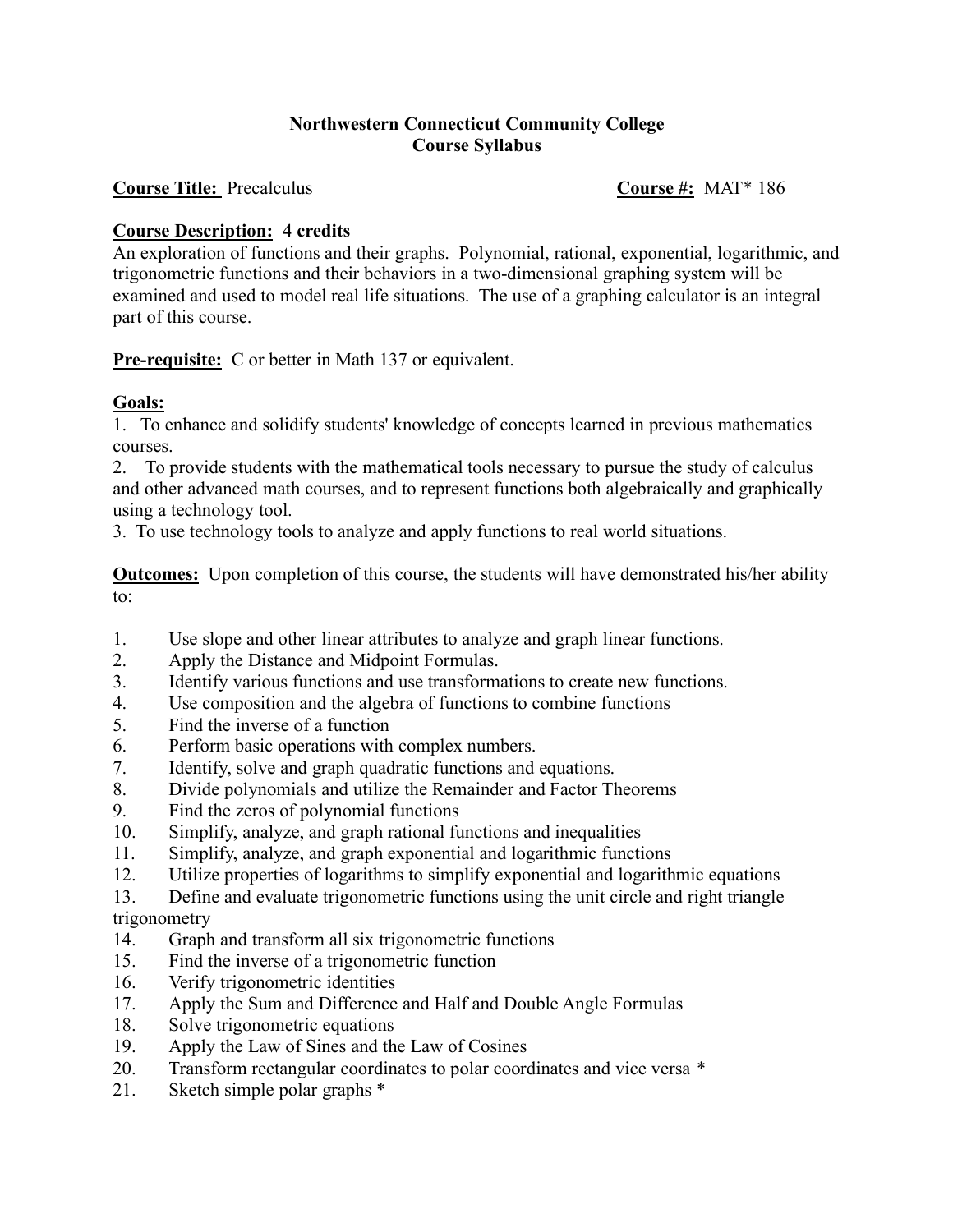**Northwestern Connecticut Community College**
**Course Syllabus**

**Course Title:** Precalculus **Course #:** MAT* 186

**Course Description: 4 credits**
An exploration of functions and their graphs. Polynomial, rational, exponential, logarithmic, and trigonometric functions and their behaviors in a two-dimensional graphing system will be examined and used to model real life situations. The use of a graphing calculator is an integral part of this course.

**Pre-requisite:** C or better in Math 137 or equivalent.

**Goals:**

1. To enhance and solidify students' knowledge of concepts learned in previous mathematics courses.
2. To provide students with the mathematical tools necessary to pursue the study of calculus and other advanced math courses, and to represent functions both algebraically and graphically using a technology tool.
3. To use technology tools to analyze and apply functions to real world situations.

**Outcomes:** Upon completion of this course, the students will have demonstrated his/her ability to:

1. Use slope and other linear attributes to analyze and graph linear functions.
2. Apply the Distance and Midpoint Formulas.
3. Identify various functions and use transformations to create new functions.
4. Use composition and the algebra of functions to combine functions
5. Find the inverse of a function
6. Perform basic operations with complex numbers.
7. Identify, solve and graph quadratic functions and equations.
8. Divide polynomials and utilize the Remainder and Factor Theorems
9. Find the zeros of polynomial functions
10. Simplify, analyze, and graph rational functions and inequalities
11. Simplify, analyze, and graph exponential and logarithmic functions
12. Utilize properties of logarithms to simplify exponential and logarithmic equations
13. Define and evaluate trigonometric functions using the unit circle and right triangle trigonometry
14. Graph and transform all six trigonometric functions
15. Find the inverse of a trigonometric function
16. Verify trigonometric identities
17. Apply the Sum and Difference and Half and Double Angle Formulas
18. Solve trigonometric equations
19. Apply the Law of Sines and the Law of Cosines
20. Transform rectangular coordinates to polar coordinates and vice versa *
21. Sketch simple polar graphs *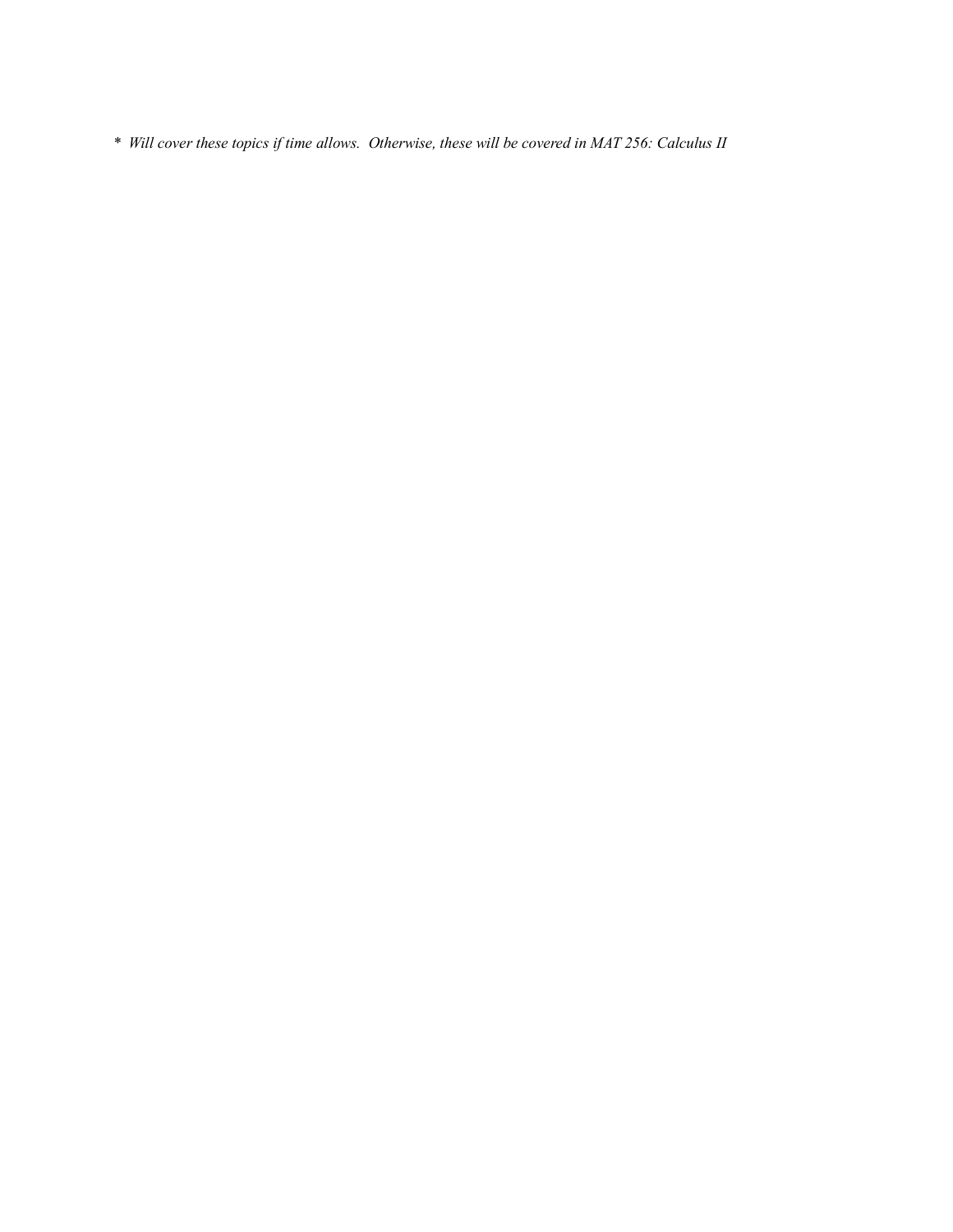* *Will cover these topics if time allows.  Otherwise, these will be covered in MAT 256: Calculus II*